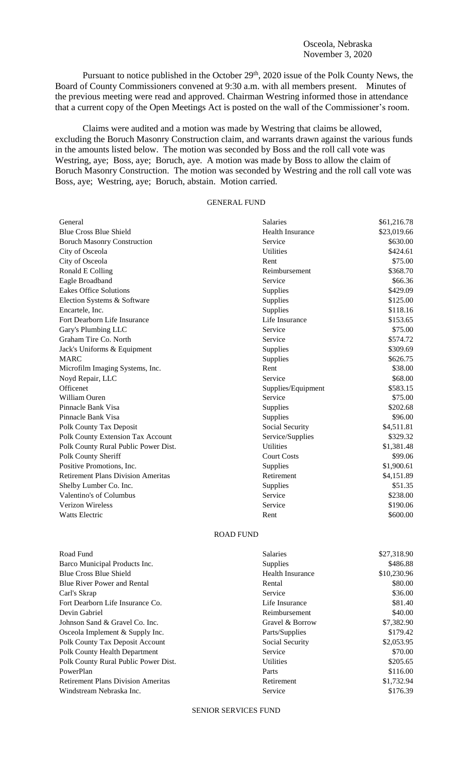Osceola, Nebraska
November 3, 2020

Pursuant to notice published in the October 29th, 2020 issue of the Polk County News, the Board of County Commissioners convened at 9:30 a.m. with all members present. Minutes of the previous meeting were read and approved. Chairman Westring informed those in attendance that a current copy of the Open Meetings Act is posted on the wall of the Commissioner's room.

Claims were audited and a motion was made by Westring that claims be allowed, excluding the Boruch Masonry Construction claim, and warrants drawn against the various funds in the amounts listed below. The motion was seconded by Boss and the roll call vote was Westring, aye; Boss, aye; Boruch, aye. A motion was made by Boss to allow the claim of Boruch Masonry Construction. The motion was seconded by Westring and the roll call vote was Boss, aye; Westring, aye; Boruch, abstain. Motion carried.

GENERAL FUND

| | | |
|---|---|---|
| General | Salaries | $61,216.78 |
| Blue Cross Blue Shield | Health Insurance | $23,019.66 |
| Boruch Masonry Construction | Service | $630.00 |
| City of Osceola | Utilities | $424.61 |
| City of Osceola | Rent | $75.00 |
| Ronald E Colling | Reimbursement | $368.70 |
| Eagle Broadband | Service | $66.36 |
| Eakes Office Solutions | Supplies | $429.09 |
| Election Systems & Software | Supplies | $125.00 |
| Encartele, Inc. | Supplies | $118.16 |
| Fort Dearborn Life Insurance | Life Insurance | $153.65 |
| Gary's Plumbing LLC | Service | $75.00 |
| Graham Tire Co. North | Service | $574.72 |
| Jack's Uniforms & Equipment | Supplies | $309.69 |
| MARC | Supplies | $626.75 |
| Microfilm Imaging Systems, Inc. | Rent | $38.00 |
| Noyd Repair, LLC | Service | $68.00 |
| Officenet | Supplies/Equipment | $583.15 |
| William Ouren | Service | $75.00 |
| Pinnacle Bank Visa | Supplies | $202.68 |
| Pinnacle Bank Visa | Supplies | $96.00 |
| Polk County Tax Deposit | Social Security | $4,511.81 |
| Polk County Extension Tax Account | Service/Supplies | $329.32 |
| Polk County Rural Public Power Dist. | Utilities | $1,381.48 |
| Polk County Sheriff | Court Costs | $99.06 |
| Positive Promotions, Inc. | Supplies | $1,900.61 |
| Retirement Plans Division Ameritas | Retirement | $4,151.89 |
| Shelby Lumber Co. Inc. | Supplies | $51.35 |
| Valentino's of Columbus | Service | $238.00 |
| Verizon Wireless | Service | $190.06 |
| Watts Electric | Rent | $600.00 |

ROAD FUND

| | | |
|---|---|---|
| Road Fund | Salaries | $27,318.90 |
| Barco Municipal Products Inc. | Supplies | $486.88 |
| Blue Cross Blue Shield | Health Insurance | $10,230.96 |
| Blue River Power and Rental | Rental | $80.00 |
| Carl's Skrap | Service | $36.00 |
| Fort Dearborn Life Insurance Co. | Life Insurance | $81.40 |
| Devin Gabriel | Reimbursement | $40.00 |
| Johnson Sand & Gravel Co. Inc. | Gravel & Borrow | $7,382.90 |
| Osceola Implement & Supply Inc. | Parts/Supplies | $179.42 |
| Polk County Tax Deposit Account | Social Security | $2,053.95 |
| Polk County Health Department | Service | $70.00 |
| Polk County Rural Public Power Dist. | Utilities | $205.65 |
| PowerPlan | Parts | $116.00 |
| Retirement Plans Division Ameritas | Retirement | $1,732.94 |
| Windstream Nebraska Inc. | Service | $176.39 |

SENIOR SERVICES FUND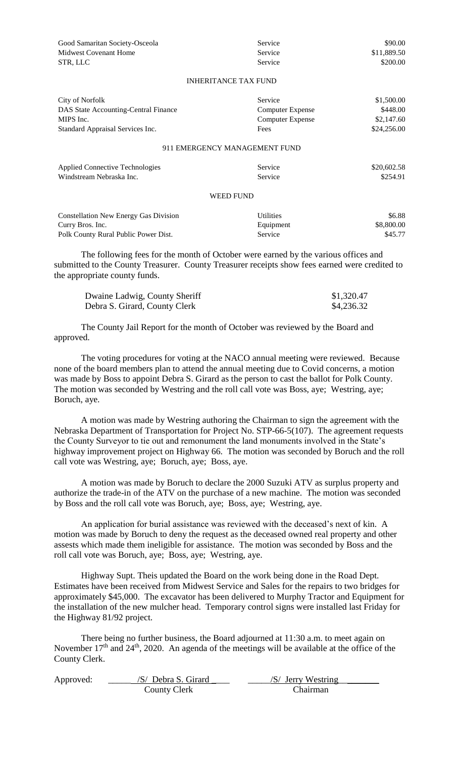| | | |
|---|---|---|
| Good Samaritan Society-Osceola | Service | $90.00 |
| Midwest Covenant Home | Service | $11,889.50 |
| STR, LLC | Service | $200.00 |

INHERITANCE TAX FUND

| | | |
|---|---|---|
| City of Norfolk | Service | $1,500.00 |
| DAS State Accounting-Central Finance | Computer Expense | $448.00 |
| MIPS Inc. | Computer Expense | $2,147.60 |
| Standard Appraisal Services Inc. | Fees | $24,256.00 |

911 EMERGENCY MANAGEMENT FUND

| | | |
|---|---|---|
| Applied Connective Technologies | Service | $20,602.58 |
| Windstream Nebraska Inc. | Service | $254.91 |

WEED FUND

| | | |
|---|---|---|
| Constellation New Energy Gas Division | Utilities | $6.88 |
| Curry Bros. Inc. | Equipment | $8,800.00 |
| Polk County Rural Public Power Dist. | Service | $45.77 |

The following fees for the month of October were earned by the various offices and submitted to the County Treasurer. County Treasurer receipts show fees earned were credited to the appropriate county funds.

| | |
|---|---|
| Dwaine Ladwig, County Sheriff | $1,320.47 |
| Debra S. Girard, County Clerk | $4,236.32 |

The County Jail Report for the month of October was reviewed by the Board and approved.

The voting procedures for voting at the NACO annual meeting were reviewed. Because none of the board members plan to attend the annual meeting due to Covid concerns, a motion was made by Boss to appoint Debra S. Girard as the person to cast the ballot for Polk County. The motion was seconded by Westring and the roll call vote was Boss, aye; Westring, aye; Boruch, aye.

A motion was made by Westring authoring the Chairman to sign the agreement with the Nebraska Department of Transportation for Project No. STP-66-5(107). The agreement requests the County Surveyor to tie out and remonument the land monuments involved in the State's highway improvement project on Highway 66. The motion was seconded by Boruch and the roll call vote was Westring, aye; Boruch, aye; Boss, aye.

A motion was made by Boruch to declare the 2000 Suzuki ATV as surplus property and authorize the trade-in of the ATV on the purchase of a new machine. The motion was seconded by Boss and the roll call vote was Boruch, aye; Boss, aye; Westring, aye.

An application for burial assistance was reviewed with the deceased's next of kin. A motion was made by Boruch to deny the request as the deceased owned real property and other assests which made them ineligible for assistance. The motion was seconded by Boss and the roll call vote was Boruch, aye; Boss, aye; Westring, aye.

Highway Supt. Theis updated the Board on the work being done in the Road Dept. Estimates have been received from Midwest Service and Sales for the repairs to two bridges for approximately $45,000. The excavator has been delivered to Murphy Tractor and Equipment for the installation of the new mulcher head. Temporary control signs were installed last Friday for the Highway 81/92 project.

There being no further business, the Board adjourned at 11:30 a.m. to meet again on November 17th and 24th, 2020. An agenda of the meetings will be available at the office of the County Clerk.

Approved: /S/ Debra S. Girard — County Clerk

/S/ Jerry Westring — Chairman